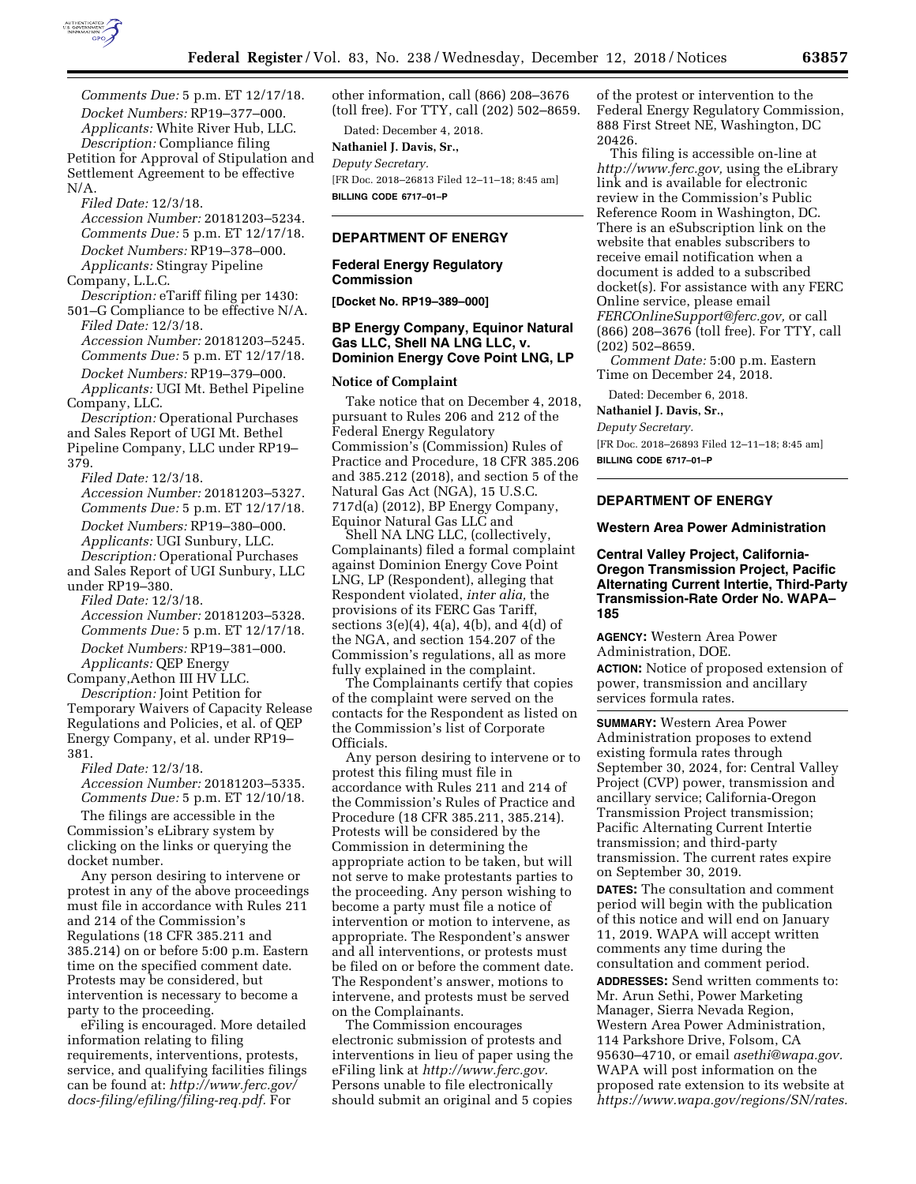*Comments Due:* 5 p.m. ET 12/17/18.

*Docket Numbers:* RP19–377–000.

*Applicants:* White River Hub, LLC.

*Description:* Compliance filing Petition for Approval of Stipulation and Settlement Agreement to be effective N/A.

*Filed Date:* 12/3/18.

*Accession Number:* 20181203–5234.

*Comments Due:* 5 p.m. ET 12/17/18.

*Docket Numbers:* RP19–378–000.

*Applicants:* Stingray Pipeline Company, L.L.C.

*Description:* eTariff filing per 1430: 501–G Compliance to be effective N/A.

*Filed Date:* 12/3/18.

*Accession Number:* 20181203–5245.

*Comments Due:* 5 p.m. ET 12/17/18.

*Docket Numbers:* RP19–379–000.

*Applicants:* UGI Mt. Bethel Pipeline Company, LLC.

*Description:* Operational Purchases and Sales Report of UGI Mt. Bethel Pipeline Company, LLC under RP19–379.

*Filed Date:* 12/3/18.

*Accession Number:* 20181203–5327.

*Comments Due:* 5 p.m. ET 12/17/18.

*Docket Numbers:* RP19–380–000.

*Applicants:* UGI Sunbury, LLC.

*Description:* Operational Purchases and Sales Report of UGI Sunbury, LLC under RP19–380.

*Filed Date:* 12/3/18.

*Accession Number:* 20181203–5328.

*Comments Due:* 5 p.m. ET 12/17/18.

*Docket Numbers:* RP19–381–000.

*Applicants:* QEP Energy Company,Aethon III HV LLC.

*Description:* Joint Petition for Temporary Waivers of Capacity Release Regulations and Policies, et al. of QEP Energy Company, et al. under RP19–381.

*Filed Date:* 12/3/18.

*Accession Number:* 20181203–5335.

*Comments Due:* 5 p.m. ET 12/10/18.

The filings are accessible in the Commission's eLibrary system by clicking on the links or querying the docket number.

Any person desiring to intervene or protest in any of the above proceedings must file in accordance with Rules 211 and 214 of the Commission's Regulations (18 CFR 385.211 and 385.214) on or before 5:00 p.m. Eastern time on the specified comment date. Protests may be considered, but intervention is necessary to become a party to the proceeding.

eFiling is encouraged. More detailed information relating to filing requirements, interventions, protests, service, and qualifying facilities filings can be found at: *http://www.ferc.gov/docs-filing/efiling/filing-req.pdf.* For other information, call (866) 208–3676 (toll free). For TTY, call (202) 502–8659.

Dated: December 4, 2018.

**Nathaniel J. Davis, Sr.,**

*Deputy Secretary.*

[FR Doc. 2018–26813 Filed 12–11–18; 8:45 am]

**BILLING CODE 6717–01–P**

## DEPARTMENT OF ENERGY

### Federal Energy Regulatory Commission

**[Docket No. RP19–389–000]**

### BP Energy Company, Equinor Natural Gas LLC, Shell NA LNG LLC, v. Dominion Energy Cove Point LNG, LP

#### Notice of Complaint

Take notice that on December 4, 2018, pursuant to Rules 206 and 212 of the Federal Energy Regulatory Commission's (Commission) Rules of Practice and Procedure, 18 CFR 385.206 and 385.212 (2018), and section 5 of the Natural Gas Act (NGA), 15 U.S.C. 717d(a) (2012), BP Energy Company, Equinor Natural Gas LLC and Shell NA LNG LLC, (collectively, Complainants) filed a formal complaint against Dominion Energy Cove Point LNG, LP (Respondent), alleging that Respondent violated, *inter alia,* the provisions of its FERC Gas Tariff, sections 3(e)(4), 4(a), 4(b), and 4(d) of the NGA, and section 154.207 of the Commission's regulations, all as more fully explained in the complaint.

The Complainants certify that copies of the complaint were served on the contacts for the Respondent as listed on the Commission's list of Corporate Officials.

Any person desiring to intervene or to protest this filing must file in accordance with Rules 211 and 214 of the Commission's Rules of Practice and Procedure (18 CFR 385.211, 385.214). Protests will be considered by the Commission in determining the appropriate action to be taken, but will not serve to make protestants parties to the proceeding. Any person wishing to become a party must file a notice of intervention or motion to intervene, as appropriate. The Respondent's answer and all interventions, or protests must be filed on or before the comment date. The Respondent's answer, motions to intervene, and protests must be served on the Complainants.

The Commission encourages electronic submission of protests and interventions in lieu of paper using the eFiling link at *http://www.ferc.gov.* Persons unable to file electronically should submit an original and 5 copies of the protest or intervention to the Federal Energy Regulatory Commission, 888 First Street NE, Washington, DC 20426.

This filing is accessible on-line at *http://www.ferc.gov,* using the eLibrary link and is available for electronic review in the Commission's Public Reference Room in Washington, DC. There is an eSubscription link on the website that enables subscribers to receive email notification when a document is added to a subscribed docket(s). For assistance with any FERC Online service, please email *FERCOnlineSupport@ferc.gov,* or call (866) 208–3676 (toll free). For TTY, call (202) 502–8659.

*Comment Date:* 5:00 p.m. Eastern Time on December 24, 2018.

Dated: December 6, 2018.

**Nathaniel J. Davis, Sr.,**

*Deputy Secretary.*

[FR Doc. 2018–26893 Filed 12–11–18; 8:45 am]

**BILLING CODE 6717–01–P**

## DEPARTMENT OF ENERGY

### Western Area Power Administration

### Central Valley Project, California-Oregon Transmission Project, Pacific Alternating Current Intertie, Third-Party Transmission-Rate Order No. WAPA–185

**AGENCY:** Western Area Power Administration, DOE.

**ACTION:** Notice of proposed extension of power, transmission and ancillary services formula rates.

**SUMMARY:** Western Area Power Administration proposes to extend existing formula rates through September 30, 2024, for: Central Valley Project (CVP) power, transmission and ancillary service; California-Oregon Transmission Project transmission; Pacific Alternating Current Intertie transmission; and third-party transmission. The current rates expire on September 30, 2019.

**DATES:** The consultation and comment period will begin with the publication of this notice and will end on January 11, 2019. WAPA will accept written comments any time during the consultation and comment period.

**ADDRESSES:** Send written comments to: Mr. Arun Sethi, Power Marketing Manager, Sierra Nevada Region, Western Area Power Administration, 114 Parkshore Drive, Folsom, CA 95630–4710, or email *asethi@wapa.gov.* WAPA will post information on the proposed rate extension to its website at *https://www.wapa.gov/regions/SN/rates.*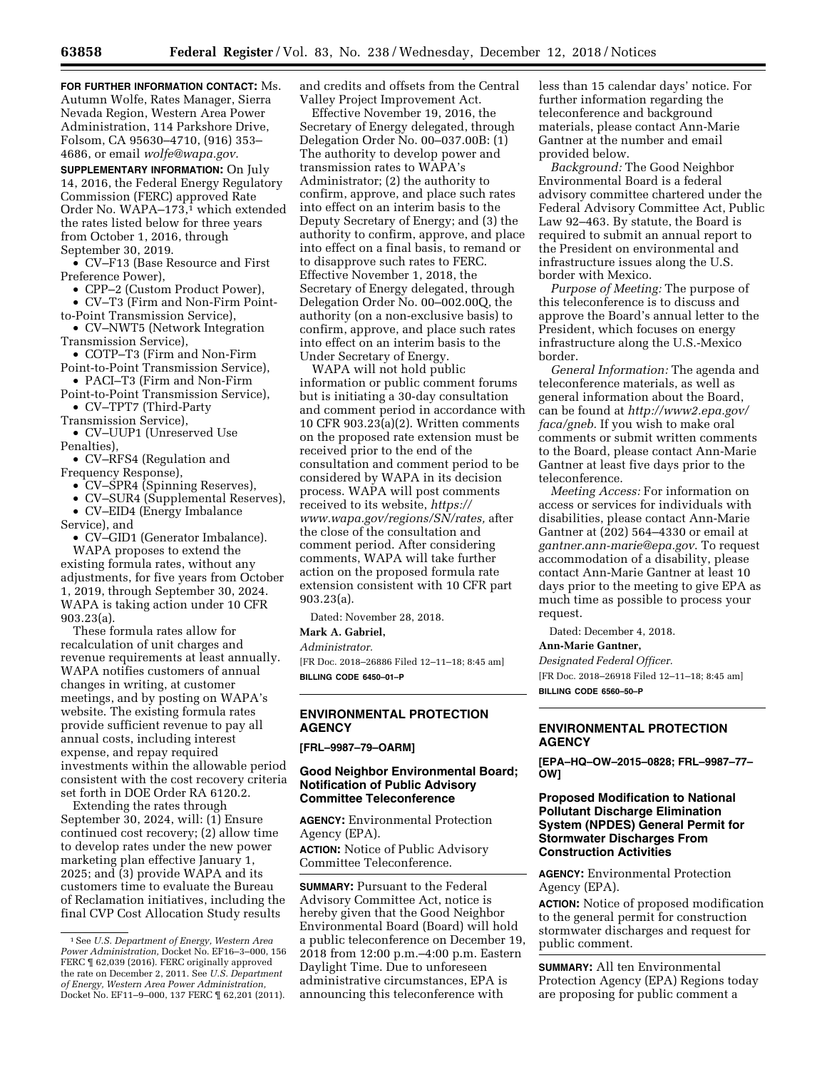**FOR FURTHER INFORMATION CONTACT:** Ms. Autumn Wolfe, Rates Manager, Sierra Nevada Region, Western Area Power Administration, 114 Parkshore Drive, Folsom, CA 95630–4710, (916) 353–4686, or email *wolfe@wapa.gov.*

**SUPPLEMENTARY INFORMATION:** On July 14, 2016, the Federal Energy Regulatory Commission (FERC) approved Rate Order No. WAPA–173,[1] which extended the rates listed below for three years from October 1, 2016, through September 30, 2019.

- CV–F13 (Base Resource and First Preference Power),
- CPP–2 (Custom Product Power),
- CV–T3 (Firm and Non-Firm Point-to-Point Transmission Service),
- CV–NWT5 (Network Integration Transmission Service),
- COTP–T3 (Firm and Non-Firm Point-to-Point Transmission Service),
- PACI–T3 (Firm and Non-Firm Point-to-Point Transmission Service),
- CV–TPT7 (Third-Party Transmission Service),
- CV–UUP1 (Unreserved Use Penalties),
- CV–RFS4 (Regulation and Frequency Response),
- CV–SPR4 (Spinning Reserves),
- CV–SUR4 (Supplemental Reserves),
- CV–EID4 (Energy Imbalance Service), and
- CV–GID1 (Generator Imbalance).

WAPA proposes to extend the existing formula rates, without any adjustments, for five years from October 1, 2019, through September 30, 2024. WAPA is taking action under 10 CFR 903.23(a).

These formula rates allow for recalculation of unit charges and revenue requirements at least annually. WAPA notifies customers of annual changes in writing, at customer meetings, and by posting on WAPA's website. The existing formula rates provide sufficient revenue to pay all annual costs, including interest expense, and repay required investments within the allowable period consistent with the cost recovery criteria set forth in DOE Order RA 6120.2.

Extending the rates through September 30, 2024, will: (1) Ensure continued cost recovery; (2) allow time to develop rates under the new power marketing plan effective January 1, 2025; and (3) provide WAPA and its customers time to evaluate the Bureau of Reclamation initiatives, including the final CVP Cost Allocation Study results and credits and offsets from the Central Valley Project Improvement Act.

Effective November 19, 2016, the Secretary of Energy delegated, through Delegation Order No. 00–037.00B: (1) The authority to develop power and transmission rates to WAPA's Administrator; (2) the authority to confirm, approve, and place such rates into effect on an interim basis to the Deputy Secretary of Energy; and (3) the authority to confirm, approve, and place into effect on a final basis, to remand or to disapprove such rates to FERC. Effective November 1, 2018, the Secretary of Energy delegated, through Delegation Order No. 00–002.00Q, the authority (on a non-exclusive basis) to confirm, approve, and place such rates into effect on an interim basis to the Under Secretary of Energy.

WAPA will not hold public information or public comment forums but is initiating a 30-day consultation and comment period in accordance with 10 CFR 903.23(a)(2). Written comments on the proposed rate extension must be received prior to the end of the consultation and comment period to be considered by WAPA in its decision process. WAPA will post comments received to its website, *https://www.wapa.gov/regions/SN/rates,* after the close of the consultation and comment period. After considering comments, WAPA will take further action on the proposed formula rate extension consistent with 10 CFR part 903.23(a).

Dated: November 28, 2018.

**Mark A. Gabriel,**

*Administrator.*

[FR Doc. 2018–26886 Filed 12–11–18; 8:45 am]

**BILLING CODE 6450–01–P**

[1] See *U.S. Department of Energy, Western Area Power Administration,* Docket No. EF16–3–000, 156 FERC ¶ 62,039 (2016). FERC originally approved the rate on December 2, 2011. See *U.S. Department of Energy, Western Area Power Administration,* Docket No. EF11–9–000, 137 FERC ¶ 62,201 (2011).

## ENVIRONMENTAL PROTECTION AGENCY

**[FRL–9987–79–OARM]**

### Good Neighbor Environmental Board; Notification of Public Advisory Committee Teleconference

**AGENCY:** Environmental Protection Agency (EPA).

**ACTION:** Notice of Public Advisory Committee Teleconference.

**SUMMARY:** Pursuant to the Federal Advisory Committee Act, notice is hereby given that the Good Neighbor Environmental Board (Board) will hold a public teleconference on December 19, 2018 from 12:00 p.m.–4:00 p.m. Eastern Daylight Time. Due to unforeseen administrative circumstances, EPA is announcing this teleconference with less than 15 calendar days' notice. For further information regarding the teleconference and background materials, please contact Ann-Marie Gantner at the number and email provided below.

*Background:* The Good Neighbor Environmental Board is a federal advisory committee chartered under the Federal Advisory Committee Act, Public Law 92–463. By statute, the Board is required to submit an annual report to the President on environmental and infrastructure issues along the U.S. border with Mexico.

*Purpose of Meeting:* The purpose of this teleconference is to discuss and approve the Board's annual letter to the President, which focuses on energy infrastructure along the U.S.-Mexico border.

*General Information:* The agenda and teleconference materials, as well as general information about the Board, can be found at *http://www2.epa.gov/faca/gneb.* If you wish to make oral comments or submit written comments to the Board, please contact Ann-Marie Gantner at least five days prior to the teleconference.

*Meeting Access:* For information on access or services for individuals with disabilities, please contact Ann-Marie Gantner at (202) 564–4330 or email at *gantner.ann-marie@epa.gov.* To request accommodation of a disability, please contact Ann-Marie Gantner at least 10 days prior to the meeting to give EPA as much time as possible to process your request.

Dated: December 4, 2018.

**Ann-Marie Gantner,**

*Designated Federal Officer.*

[FR Doc. 2018–26918 Filed 12–11–18; 8:45 am]

**BILLING CODE 6560–50–P**

## ENVIRONMENTAL PROTECTION AGENCY

**[EPA–HQ–OW–2015–0828; FRL–9987–77–OW]**

### Proposed Modification to National Pollutant Discharge Elimination System (NPDES) General Permit for Stormwater Discharges From Construction Activities

**AGENCY:** Environmental Protection Agency (EPA).

**ACTION:** Notice of proposed modification to the general permit for construction stormwater discharges and request for public comment.

**SUMMARY:** All ten Environmental Protection Agency (EPA) Regions today are proposing for public comment a